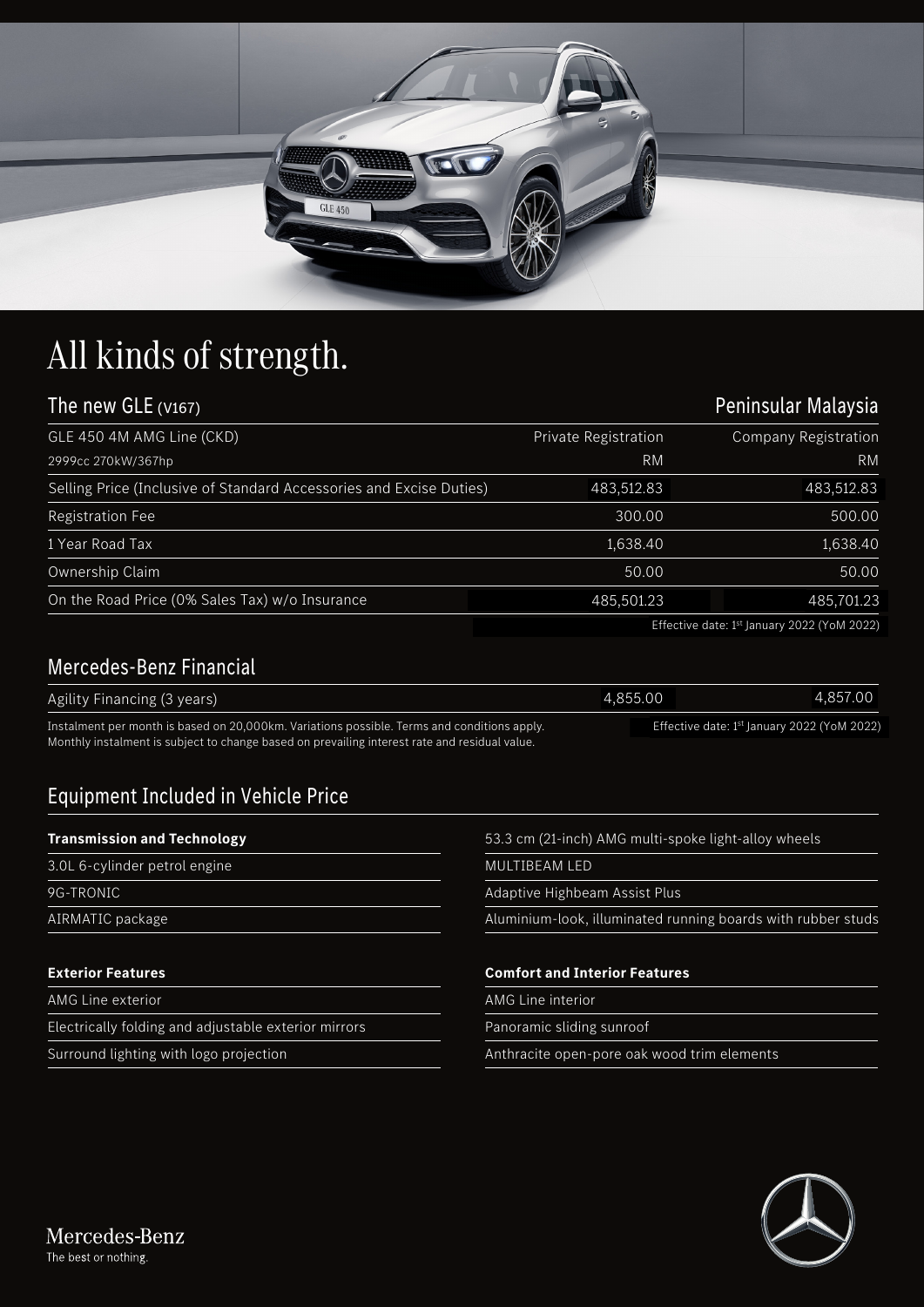# All kinds of strength.

## The new GLE (V167) — Peninsular Malaysia

| GLE 450 4M AMG Line (CKD) | Private Registration | Company Registration |
| --- | --- | --- |
| 2999cc 270kW/367hp | RM | RM |
| Selling Price (Inclusive of Standard Accessories and Excise Duties) | 483,512.83 | 483,512.83 |
| Registration Fee | 300.00 | 500.00 |
| 1 Year Road Tax | 1,638.40 | 1,638.40 |
| Ownership Claim | 50.00 | 50.00 |
| On the Road Price (0% Sales Tax) w/o Insurance | 485,501.23 | 485,701.23 |

Effective date: 1st January 2022 (YoM 2022)

## Mercedes-Benz Financial

| | Private Registration | Company Registration |
| --- | --- | --- |
| Agility Financing (3 years) | 4,855.00 | 4,857.00 |

Instalment per month is based on 20,000km. Variations possible. Terms and conditions apply.
Monthly instalment is subject to change based on prevailing interest rate and residual value.

Effective date: 1st January 2022 (YoM 2022)

## Equipment Included in Vehicle Price

**Transmission and Technology**

- 3.0L 6-cylinder petrol engine
- 9G-TRONIC
- AIRMATIC package

**Exterior Features**

- AMG Line exterior
- Electrically folding and adjustable exterior mirrors
- Surround lighting with logo projection
- 53.3 cm (21-inch) AMG multi-spoke light-alloy wheels
- MULTIBEAM LED
- Adaptive Highbeam Assist Plus
- Aluminium-look, illuminated running boards with rubber studs

**Comfort and Interior Features**

- AMG Line interior
- Panoramic sliding sunroof
- Anthracite open-pore oak wood trim elements

Mercedes-Benz
The best or nothing.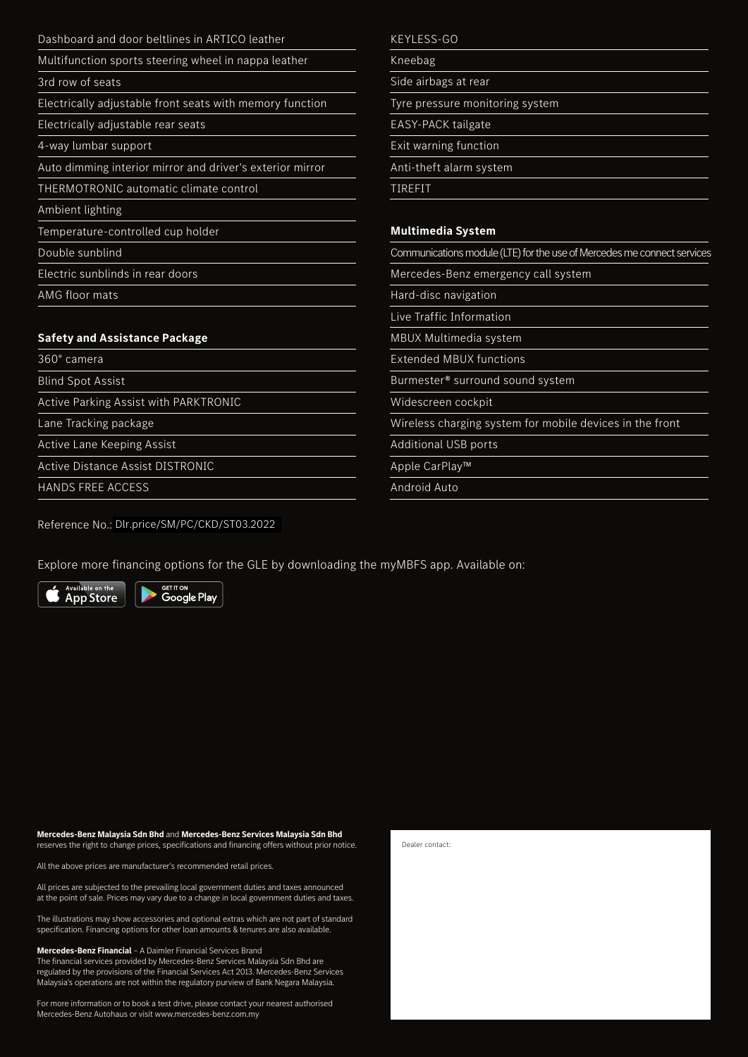- Dashboard and door beltlines in ARTICO leather
- Multifunction sports steering wheel in nappa leather
- 3rd row of seats
- Electrically adjustable front seats with memory function
- Electrically adjustable rear seats
- 4-way lumbar support
- Auto dimming interior mirror and driver's exterior mirror
- THERMOTRONIC automatic climate control
- Ambient lighting
- Temperature-controlled cup holder
- Double sunblind
- Electric sunblinds in rear doors
- AMG floor mats

**Safety and Assistance Package**

- 360° camera
- Blind Spot Assist
- Active Parking Assist with PARKTRONIC
- Lane Tracking package
- Active Lane Keeping Assist
- Active Distance Assist DISTRONIC
- HANDS FREE ACCESS
- KEYLESS-GO
- Kneebag
- Side airbags at rear
- Tyre pressure monitoring system
- EASY-PACK tailgate
- Exit warning function
- Anti-theft alarm system
- TIREFIT

**Multimedia System**

- Communications module (LTE) for the use of Mercedes me connect services
- Mercedes-Benz emergency call system
- Hard-disc navigation
- Live Traffic Information
- MBUX Multimedia system
- Extended MBUX functions
- Burmester® surround sound system
- Widescreen cockpit
- Wireless charging system for mobile devices in the front
- Additional USB ports
- Apple CarPlay™
- Android Auto

Reference No.: Dlr.price/SM/PC/CKD/ST03.2022

Explore more financing options for the GLE by downloading the myMBFS app. Available on:

Available on the App Store | GET IT ON Google Play

**Mercedes-Benz Malaysia Sdn Bhd** and **Mercedes-Benz Services Malaysia Sdn Bhd** reserves the right to change prices, specifications and financing offers without prior notice.

All the above prices are manufacturer's recommended retail prices.

All prices are subjected to the prevailing local government duties and taxes announced at the point of sale. Prices may vary due to a change in local government duties and taxes.

The illustrations may show accessories and optional extras which are not part of standard specification. Financing options for other loan amounts & tenures are also available.

**Mercedes-Benz Financial** – A Daimler Financial Services Brand
The financial services provided by Mercedes-Benz Services Malaysia Sdn Bhd are regulated by the provisions of the Financial Services Act 2013. Mercedes-Benz Services Malaysia's operations are not within the regulatory purview of Bank Negara Malaysia.

For more information or to book a test drive, please contact your nearest authorised Mercedes-Benz Autohaus or visit www.mercedes-benz.com.my

Dealer contact: